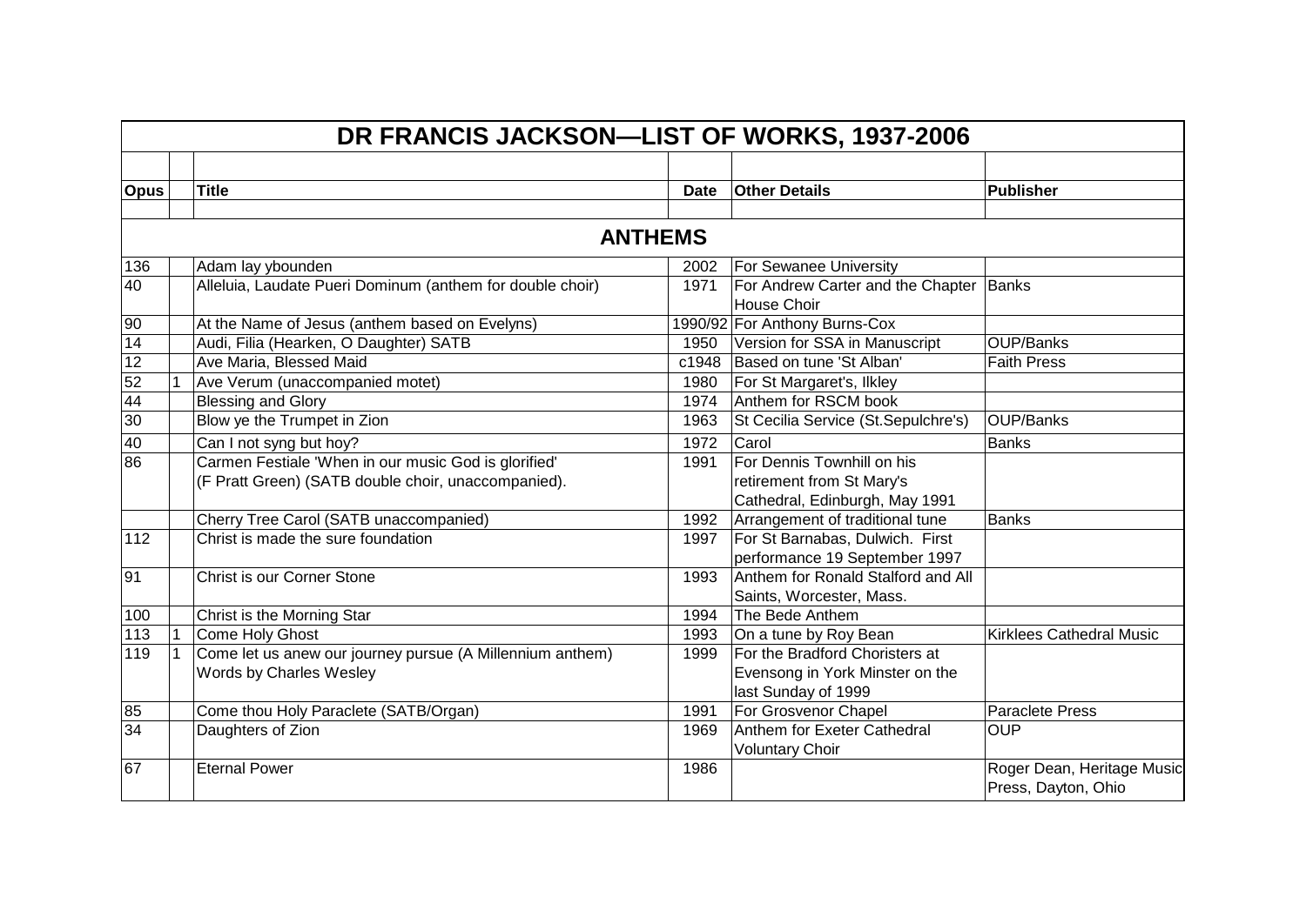# DR FRANCIS JACKSON—LIST OF WORKS, 1937-2006

## ANTHEMS

| Opus | | Title | Date | Other Details | Publisher |
|---|---|---|---|---|---|
| 136 | | Adam lay ybounden | 2002 | For Sewanee University | |
| 40 | | Alleluia, Laudate Pueri Dominum (anthem for double choir) | 1971 | For Andrew Carter and the Chapter House Choir | Banks |
| 90 | | At the Name of Jesus (anthem based on Evelyns) | 1990/92 | For Anthony Burns-Cox | |
| 14 | | Audi, Filia (Hearken, O Daughter) SATB | 1950 | Version for SSA in Manuscript | OUP/Banks |
| 12 | | Ave Maria, Blessed Maid | c1948 | Based on tune 'St Alban' | Faith Press |
| 52 | 1 | Ave Verum (unaccompanied motet) | 1980 | For St Margaret's, Ilkley | |
| 44 | | Blessing and Glory | 1974 | Anthem for RSCM book | |
| 30 | | Blow ye the Trumpet in Zion | 1963 | St Cecilia Service (St.Sepulchre's) | OUP/Banks |
| 40 | | Can I not syng but hoy? | 1972 | Carol | Banks |
| 86 | | Carmen Festiale 'When in our music God is glorified' (F Pratt Green) (SATB double choir, unaccompanied). | 1991 | For Dennis Townhill on his retirement from St Mary's Cathedral, Edinburgh, May 1991 | |
| | | Cherry Tree Carol (SATB unaccompanied) | 1992 | Arrangement of traditional tune | Banks |
| 112 | | Christ is made the sure foundation | 1997 | For St Barnabas, Dulwich. First performance 19 September 1997 | |
| 91 | | Christ is our Corner Stone | 1993 | Anthem for Ronald Stalford and All Saints, Worcester, Mass. | |
| 100 | | Christ is the Morning Star | 1994 | The Bede Anthem | |
| 113 | 1 | Come Holy Ghost | 1993 | On a tune by Roy Bean | Kirklees Cathedral Music |
| 119 | 1 | Come let us anew our journey pursue (A Millennium anthem) Words by Charles Wesley | 1999 | For the Bradford Choristers at Evensong in York Minster on the last Sunday of 1999 | |
| 85 | | Come thou Holy Paraclete (SATB/Organ) | 1991 | For Grosvenor Chapel | Paraclete Press |
| 34 | | Daughters of Zion | 1969 | Anthem for Exeter Cathedral Voluntary Choir | OUP |
| 67 | | Eternal Power | 1986 | | Roger Dean, Heritage Music Press, Dayton, Ohio |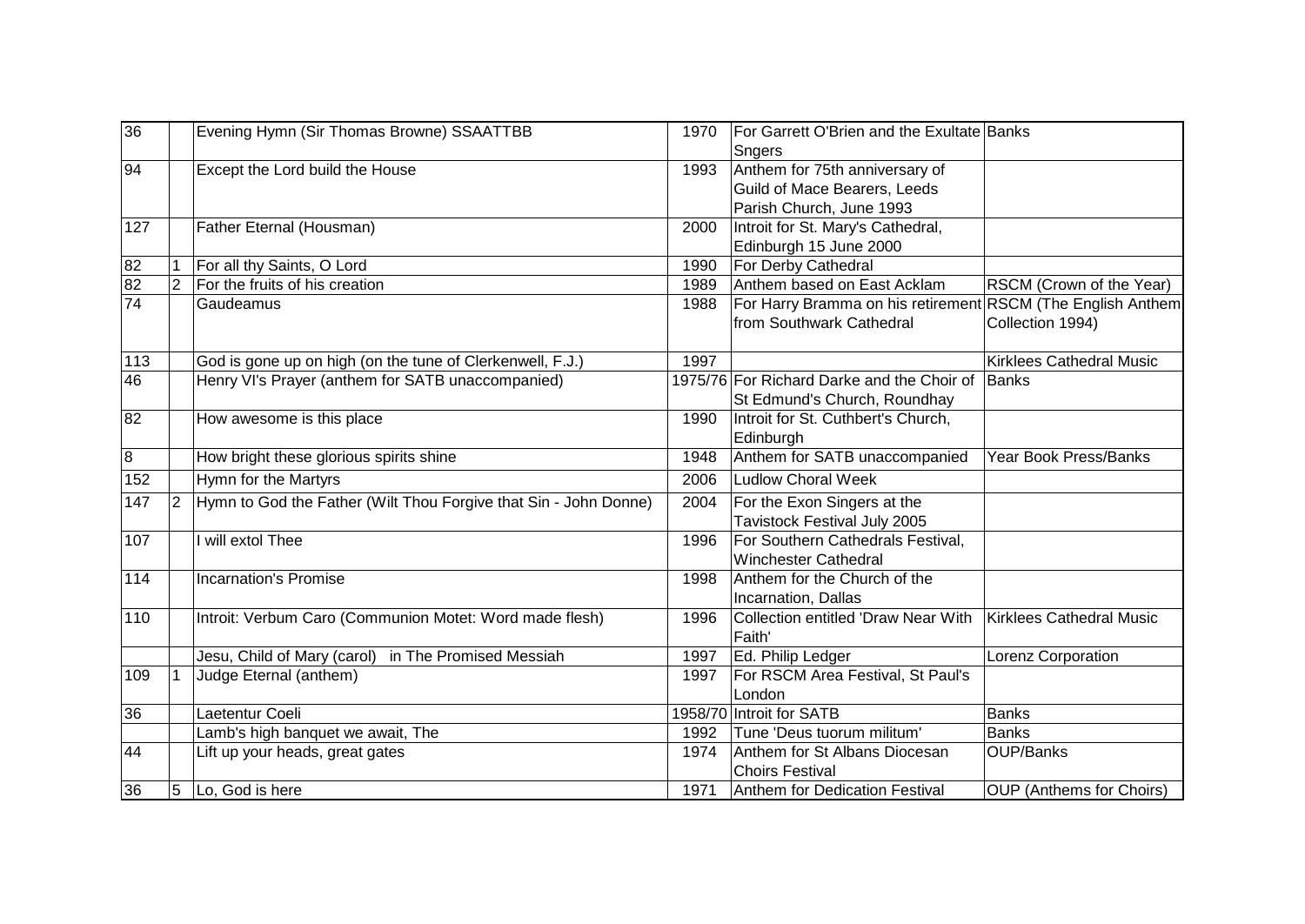| | | | | | |
|---|---|---|---|---|---|
| 36 | | Evening Hymn (Sir Thomas Browne) SSAATTBB | 1970 | For Garrett O'Brien and the Exultate Sngers | Banks |
| 94 | | Except the Lord build the House | 1993 | Anthem for 75th anniversary of Guild of Mace Bearers, Leeds Parish Church, June 1993 | |
| 127 | | Father Eternal (Housman) | 2000 | Introit for St. Mary's Cathedral, Edinburgh 15 June 2000 | |
| 82 | 1 | For all thy Saints, O Lord | 1990 | For Derby Cathedral | |
| 82 | 2 | For the fruits of his creation | 1989 | Anthem based on East Acklam | RSCM (Crown of the Year) |
| 74 | | Gaudeamus | 1988 | For Harry Bramma on his retirement from Southwark Cathedral | RSCM (The English Anthem Collection 1994) |
| 113 | | God is gone up on high (on the tune of Clerkenwell, F.J.) | 1997 | | Kirklees Cathedral Music |
| 46 | | Henry VI's Prayer (anthem for SATB unaccompanied) | 1975/76 | For Richard Darke and the Choir of St Edmund's Church, Roundhay | Banks |
| 82 | | How awesome is this place | 1990 | Introit for St. Cuthbert's Church, Edinburgh | |
| 8 | | How bright these glorious spirits shine | 1948 | Anthem for SATB unaccompanied | Year Book Press/Banks |
| 152 | | Hymn for the Martyrs | 2006 | Ludlow Choral Week | |
| 147 | 2 | Hymn to God the Father (Wilt Thou Forgive that Sin - John Donne) | 2004 | For the Exon Singers at the Tavistock Festival July 2005 | |
| 107 | | I will extol Thee | 1996 | For Southern Cathedrals Festival, Winchester Cathedral | |
| 114 | | Incarnation's Promise | 1998 | Anthem for the Church of the Incarnation, Dallas | |
| 110 | | Introit: Verbum Caro (Communion Motet: Word made flesh) | 1996 | Collection entitled 'Draw Near With Faith' | Kirklees Cathedral Music |
| | | Jesu, Child of Mary (carol) in The Promised Messiah | 1997 | Ed. Philip Ledger | Lorenz Corporation |
| 109 | 1 | Judge Eternal (anthem) | 1997 | For RSCM Area Festival, St Paul's London | |
| 36 | | Laetentur Coeli | 1958/70 | Introit for SATB | Banks |
| | | Lamb's high banquet we await, The | 1992 | Tune 'Deus tuorum militum' | Banks |
| 44 | | Lift up your heads, great gates | 1974 | Anthem for St Albans Diocesan Choirs Festival | OUP/Banks |
| 36 | 5 | Lo, God is here | 1971 | Anthem for Dedication Festival | OUP (Anthems for Choirs) |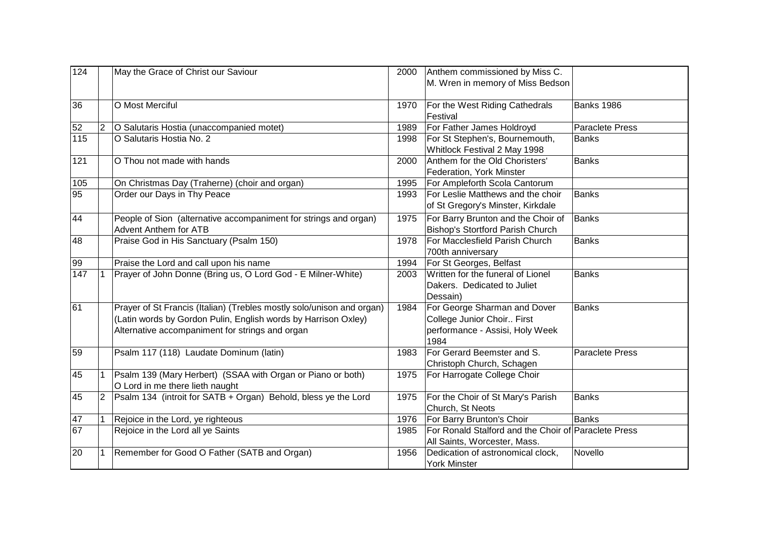| | | | | | |
|---|---|---|---|---|---|
| 124 | | May the Grace of Christ our Saviour | 2000 | Anthem commissioned by Miss C. M. Wren in memory of Miss Bedson | |
| 36 | | O Most Merciful | 1970 | For the West Riding Cathedrals Festival | Banks 1986 |
| 52 | 2 | O Salutaris Hostia (unaccompanied motet) | 1989 | For Father James Holdroyd | Paraclete Press |
| 115 | | O Salutaris Hostia No. 2 | 1998 | For St Stephen's, Bournemouth, Whitlock Festival 2 May 1998 | Banks |
| 121 | | O Thou not made with hands | 2000 | Anthem for the Old Choristers' Federation, York Minster | Banks |
| 105 | | On Christmas Day (Traherne) (choir and organ) | 1995 | For Ampleforth Scola Cantorum | |
| 95 | | Order our Days in Thy Peace | 1993 | For Leslie Matthews and the choir of St Gregory's Minster, Kirkdale | Banks |
| 44 | | People of Sion (alternative accompaniment for strings and organ) Advent Anthem for ATB | 1975 | For Barry Brunton and the Choir of Bishop's Stortford Parish Church | Banks |
| 48 | | Praise God in His Sanctuary (Psalm 150) | 1978 | For Macclesfield Parish Church 700th anniversary | Banks |
| 99 | | Praise the Lord and call upon his name | 1994 | For St Georges, Belfast | |
| 147 | 1 | Prayer of John Donne (Bring us, O Lord God - E Milner-White) | 2003 | Written for the funeral of Lionel Dakers. Dedicated to Juliet Dessain) | Banks |
| 61 | | Prayer of St Francis (Italian) (Trebles mostly solo/unison and organ) (Latin words by Gordon Pulin, English words by Harrison Oxley) Alternative accompaniment for strings and organ | 1984 | For George Sharman and Dover College Junior Choir.. First performance - Assisi, Holy Week 1984 | Banks |
| 59 | | Psalm 117 (118) Laudate Dominum (latin) | 1983 | For Gerard Beemster and S. Christoph Church, Schagen | Paraclete Press |
| 45 | 1 | Psalm 139 (Mary Herbert) (SSAA with Organ or Piano or both) O Lord in me there lieth naught | 1975 | For Harrogate College Choir | |
| 45 | 2 | Psalm 134 (introit for SATB + Organ) Behold, bless ye the Lord | 1975 | For the Choir of St Mary's Parish Church, St Neots | Banks |
| 47 | 1 | Rejoice in the Lord, ye righteous | 1976 | For Barry Brunton's Choir | Banks |
| 67 | | Rejoice in the Lord all ye Saints | 1985 | For Ronald Stalford and the Choir of All Saints, Worcester, Mass. | Paraclete Press |
| 20 | 1 | Remember for Good O Father (SATB and Organ) | 1956 | Dedication of astronomical clock, York Minster | Novello |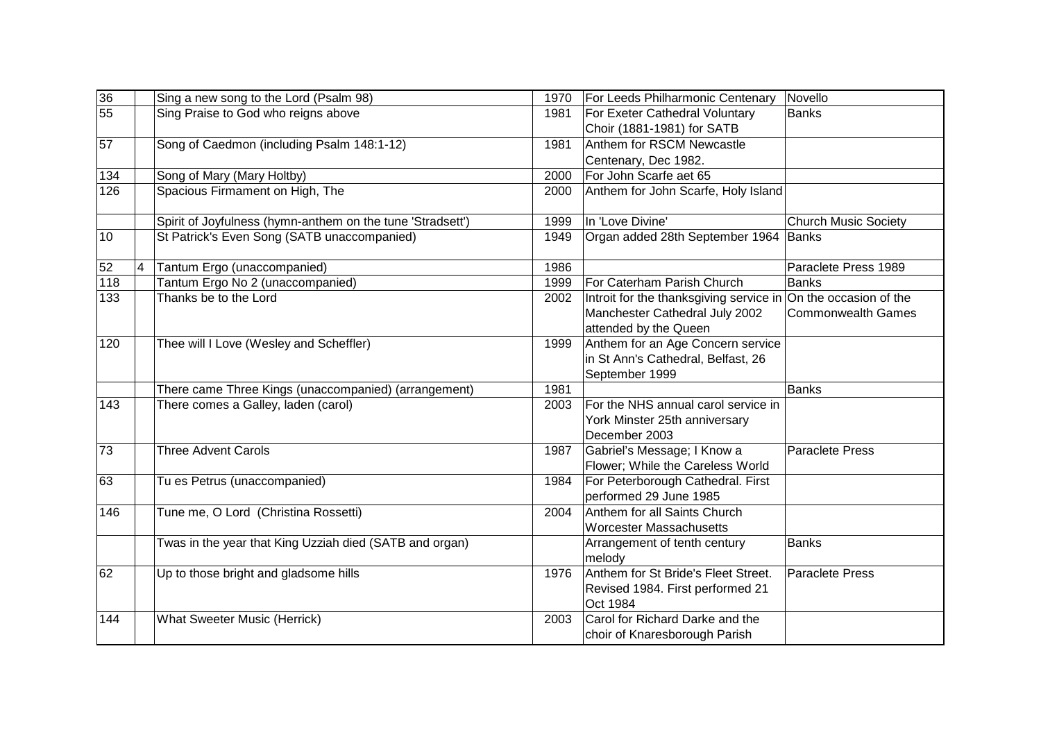| | | | | | |
|---|---|---|---|---|---|
| 36 | | Sing a new song to the Lord (Psalm 98) | 1970 | For Leeds Philharmonic Centenary | Novello |
| 55 | | Sing Praise to God who reigns above | 1981 | For Exeter Cathedral Voluntary Choir (1881-1981) for SATB | Banks |
| 57 | | Song of Caedmon (including Psalm 148:1-12) | 1981 | Anthem for RSCM Newcastle Centenary, Dec 1982. | |
| 134 | | Song of Mary (Mary Holtby) | 2000 | For John Scarfe aet 65 | |
| 126 | | Spacious Firmament on High, The | 2000 | Anthem for John Scarfe, Holy Island | |
| | | Spirit of Joyfulness (hymn-anthem on the tune 'Stradsett') | 1999 | In 'Love Divine' | Church Music Society |
| 10 | | St Patrick's Even Song (SATB unaccompanied) | 1949 | Organ added 28th September 1964 | Banks |
| 52 | 4 | Tantum Ergo (unaccompanied) | 1986 | | Paraclete Press 1989 |
| 118 | | Tantum Ergo No 2 (unaccompanied) | 1999 | For Caterham Parish Church | Banks |
| 133 | | Thanks be to the Lord | 2002 | Introit for the thanksgiving service in Manchester Cathedral July 2002 attended by the Queen | On the occasion of the Commonwealth Games |
| 120 | | Thee will I Love (Wesley and Scheffler) | 1999 | Anthem for an Age Concern service in St Ann's Cathedral, Belfast, 26 September 1999 | |
| | | There came Three Kings (unaccompanied) (arrangement) | 1981 | | Banks |
| 143 | | There comes a Galley, laden (carol) | 2003 | For the NHS annual carol service in York Minster 25th anniversary December 2003 | |
| 73 | | Three Advent Carols | 1987 | Gabriel's Message; I Know a Flower; While the Careless World | Paraclete Press |
| 63 | | Tu es Petrus (unaccompanied) | 1984 | For Peterborough Cathedral. First performed 29 June 1985 | |
| 146 | | Tune me, O Lord (Christina Rossetti) | 2004 | Anthem for all Saints Church Worcester Massachusetts | |
| | | Twas in the year that King Uzziah died (SATB and organ) | | Arrangement of tenth century melody | Banks |
| 62 | | Up to those bright and gladsome hills | 1976 | Anthem for St Bride's Fleet Street. Revised 1984. First performed 21 Oct 1984 | Paraclete Press |
| 144 | | What Sweeter Music (Herrick) | 2003 | Carol for Richard Darke and the choir of Knaresborough Parish | |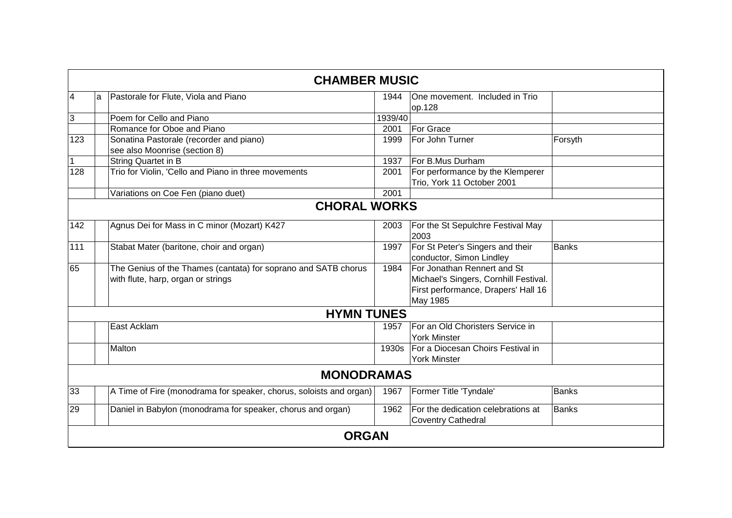| | | CHAMBER MUSIC | | | |
|---|---|---|---|---|---|
| 4 | a | Pastorale for Flute, Viola and Piano | 1944 | One movement. Included in Trio op.128 | |
| 3 | | Poem for Cello and Piano | 1939/40 | | |
| | | Romance for Oboe and Piano | 2001 | For Grace | |
| 123 | | Sonatina Pastorale (recorder and piano) see also Moonrise (section 8) | 1999 | For John Turner | Forsyth |
| 1 | | String Quartet in B | 1937 | For B.Mus Durham | |
| 128 | | Trio for Violin, 'Cello and Piano in three movements | 2001 | For performance by the Klemperer Trio, York 11 October 2001 | |
| | | Variations on Coe Fen (piano duet) | 2001 | | |
| | | **CHORAL WORKS** | | | |
| 142 | | Agnus Dei for Mass in C minor (Mozart) K427 | 2003 | For the St Sepulchre Festival May 2003 | |
| 111 | | Stabat Mater (baritone, choir and organ) | 1997 | For St Peter's Singers and their conductor, Simon Lindley | Banks |
| 65 | | The Genius of the Thames (cantata) for soprano and SATB chorus with flute, harp, organ or strings | 1984 | For Jonathan Rennert and St Michael's Singers, Cornhill Festival. First performance, Drapers' Hall 16 May 1985 | |
| | | **HYMN TUNES** | | | |
| | | East Acklam | 1957 | For an Old Choristers Service in York Minster | |
| | | Malton | 1930s | For a Diocesan Choirs Festival in York Minster | |
| | | **MONODRAMAS** | | | |
| 33 | | A Time of Fire (monodrama for speaker, chorus, soloists and organ) | 1967 | Former Title 'Tyndale' | Banks |
| 29 | | Daniel in Babylon (monodrama for speaker, chorus and organ) | 1962 | For the dedication celebrations at Coventry Cathedral | Banks |
| | | **ORGAN** | | | |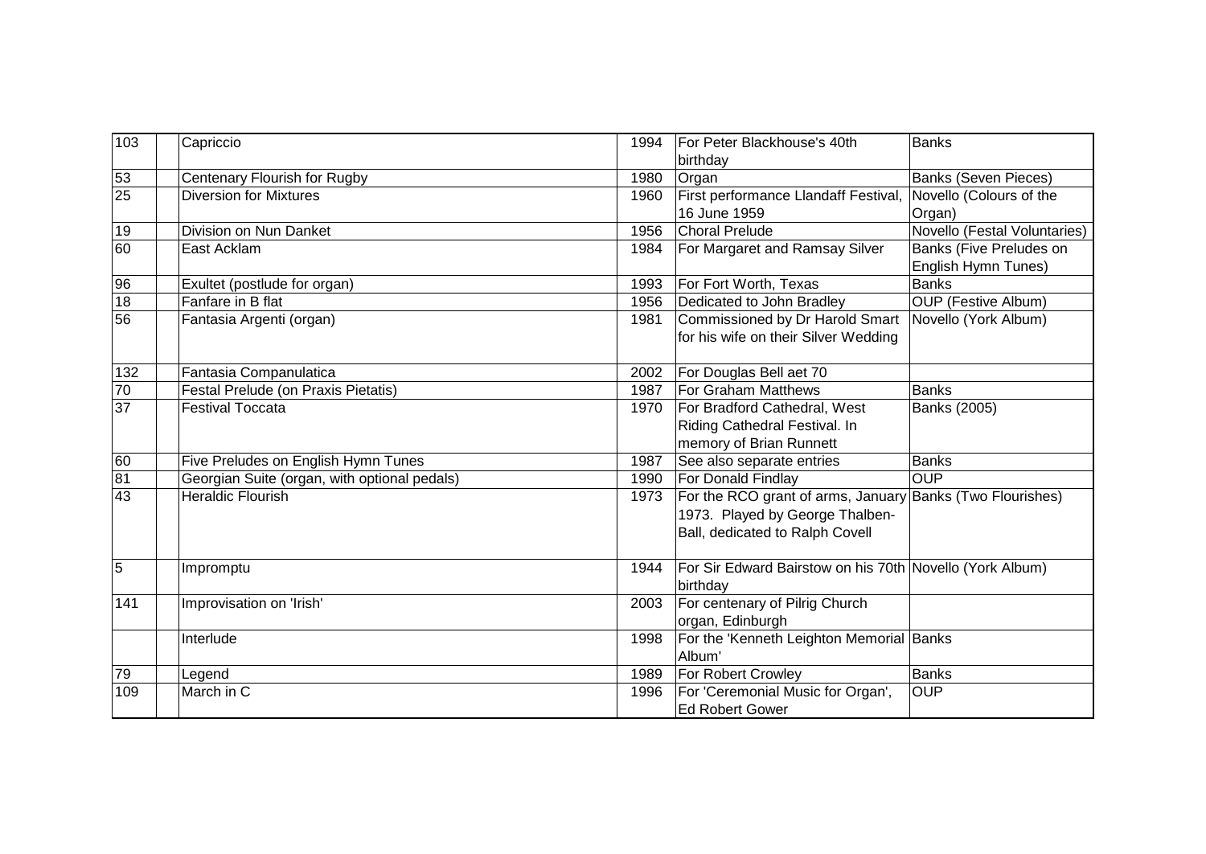| | | | | | |
|---|---|---|---|---|---|
| 103 | | Capriccio | 1994 | For Peter Blackhouse's 40th birthday | Banks |
| 53 | | Centenary Flourish for Rugby | 1980 | Organ | Banks (Seven Pieces) |
| 25 | | Diversion for Mixtures | 1960 | First performance Llandaff Festival, 16 June 1959 | Novello (Colours of the Organ) |
| 19 | | Division on Nun Danket | 1956 | Choral Prelude | Novello (Festal Voluntaries) |
| 60 | | East Acklam | 1984 | For Margaret and Ramsay Silver | Banks (Five Preludes on English Hymn Tunes) |
| 96 | | Exultet (postlude for organ) | 1993 | For Fort Worth, Texas | Banks |
| 18 | | Fanfare in B flat | 1956 | Dedicated to John Bradley | OUP (Festive Album) |
| 56 | | Fantasia Argenti (organ) | 1981 | Commissioned by Dr Harold Smart for his wife on their Silver Wedding | Novello (York Album) |
| 132 | | Fantasia Companulatica | 2002 | For Douglas Bell aet 70 | |
| 70 | | Festal Prelude (on Praxis Pietatis) | 1987 | For Graham Matthews | Banks |
| 37 | | Festival Toccata | 1970 | For Bradford Cathedral, West Riding Cathedral Festival. In memory of Brian Runnett | Banks (2005) |
| 60 | | Five Preludes on English Hymn Tunes | 1987 | See also separate entries | Banks |
| 81 | | Georgian Suite (organ, with optional pedals) | 1990 | For Donald Findlay | OUP |
| 43 | | Heraldic Flourish | 1973 | For the RCO grant of arms, January 1973. Played by George Thalben-Ball, dedicated to Ralph Covell | Banks (Two Flourishes) |
| 5 | | Impromptu | 1944 | For Sir Edward Bairstow on his 70th birthday | Novello (York Album) |
| 141 | | Improvisation on 'Irish' | 2003 | For centenary of Pilrig Church organ, Edinburgh | |
| | | Interlude | 1998 | For the 'Kenneth Leighton Memorial Album' | Banks |
| 79 | | Legend | 1989 | For Robert Crowley | Banks |
| 109 | | March in C | 1996 | For 'Ceremonial Music for Organ', Ed Robert Gower | OUP |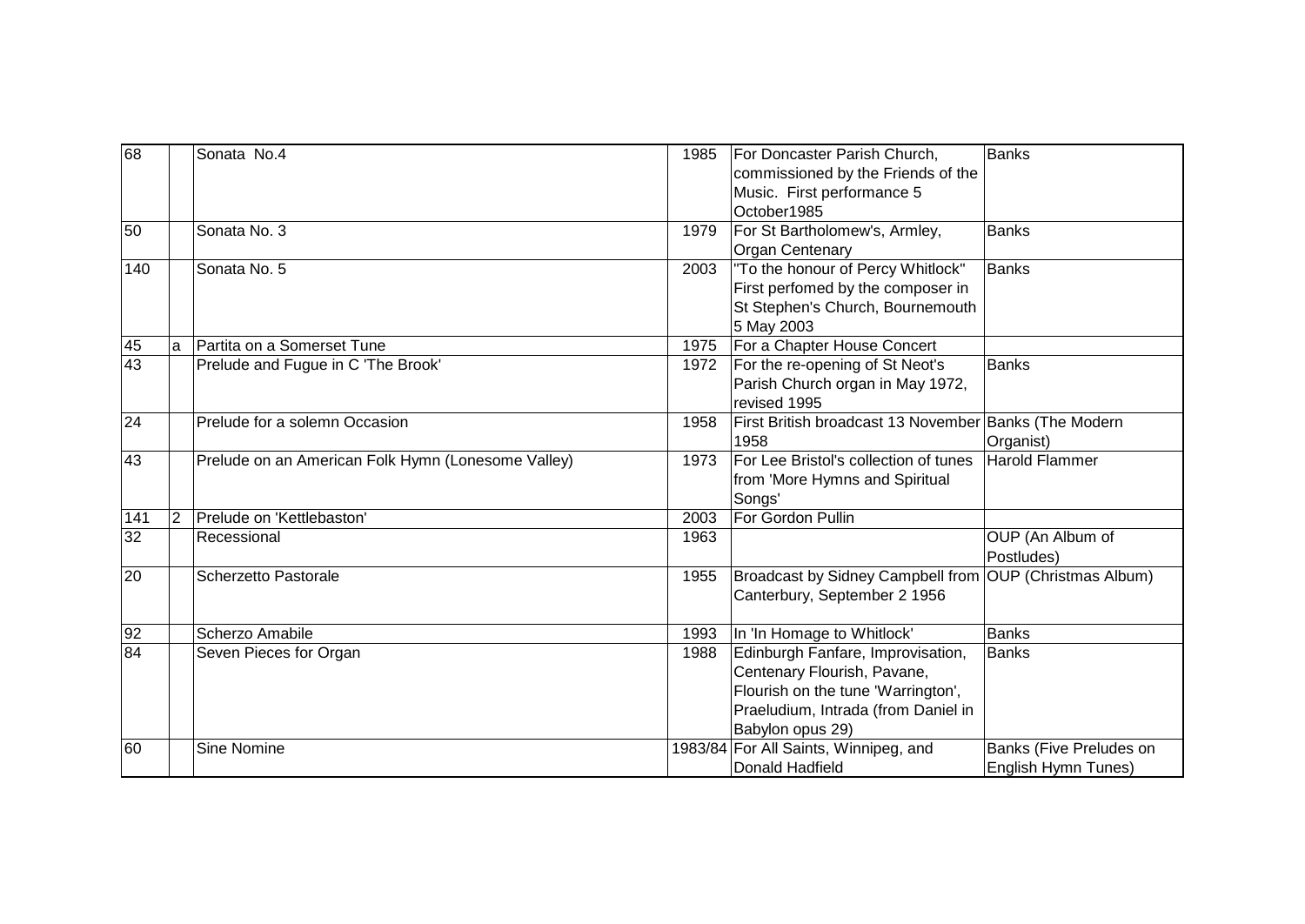| | | | | | |
|---|---|---|---|---|---|
| 68 | | Sonata No.4 | 1985 | For Doncaster Parish Church, commissioned by the Friends of the Music. First performance 5 October1985 | Banks |
| 50 | | Sonata No. 3 | 1979 | For St Bartholomew's, Armley, Organ Centenary | Banks |
| 140 | | Sonata No. 5 | 2003 | "To the honour of Percy Whitlock" First perfomed by the composer in St Stephen's Church, Bournemouth 5 May 2003 | Banks |
| 45 | a | Partita on a Somerset Tune | 1975 | For a Chapter House Concert | |
| 43 | | Prelude and Fugue in C 'The Brook' | 1972 | For the re-opening of St Neot's Parish Church organ in May 1972, revised 1995 | Banks |
| 24 | | Prelude for a solemn Occasion | 1958 | First British broadcast 13 November 1958 | Banks (The Modern Organist) |
| 43 | | Prelude on an American Folk Hymn (Lonesome Valley) | 1973 | For Lee Bristol's collection of tunes from 'More Hymns and Spiritual Songs' | Harold Flammer |
| 141 | 2 | Prelude on 'Kettlebaston' | 2003 | For Gordon Pullin | |
| 32 | | Recessional | 1963 | | OUP (An Album of Postludes) |
| 20 | | Scherzetto Pastorale | 1955 | Broadcast by Sidney Campbell from Canterbury, September 2 1956 | OUP (Christmas Album) |
| 92 | | Scherzo Amabile | 1993 | In 'In Homage to Whitlock' | Banks |
| 84 | | Seven Pieces for Organ | 1988 | Edinburgh Fanfare, Improvisation, Centenary Flourish, Pavane, Flourish on the tune 'Warrington', Praeludium, Intrada (from Daniel in Babylon opus 29) | Banks |
| 60 | | Sine Nomine | 1983/84 | For All Saints, Winnipeg, and Donald Hadfield | Banks (Five Preludes on English Hymn Tunes) |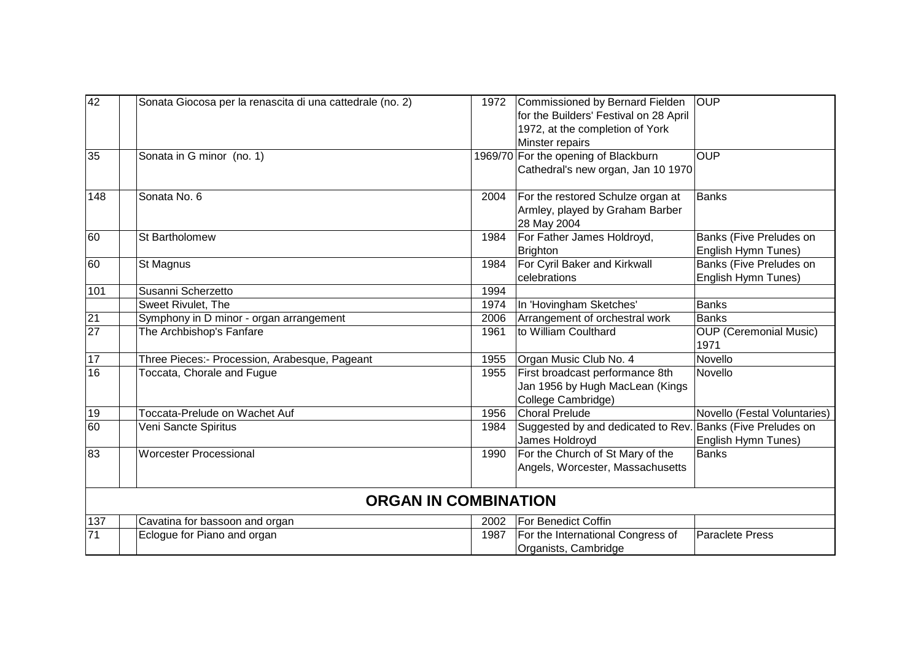| | | | | | |
|---|---|---|---|---|---|
| 42 | | Sonata Giocosa per la renascita di una cattedrale (no. 2) | 1972 | Commissioned by Bernard Fielden for the Builders' Festival on 28 April 1972, at the completion of York Minster repairs | OUP |
| 35 | | Sonata in G minor (no. 1) | 1969/70 | For the opening of Blackburn Cathedral's new organ, Jan 10 1970 | OUP |
| 148 | | Sonata No. 6 | 2004 | For the restored Schulze organ at Armley, played by Graham Barber 28 May 2004 | Banks |
| 60 | | St Bartholomew | 1984 | For Father James Holdroyd, Brighton | Banks (Five Preludes on English Hymn Tunes) |
| 60 | | St Magnus | 1984 | For Cyril Baker and Kirkwall celebrations | Banks (Five Preludes on English Hymn Tunes) |
| 101 | | Susanni Scherzetto | 1994 | | |
| | | Sweet Rivulet, The | 1974 | In 'Hovingham Sketches' | Banks |
| 21 | | Symphony in D minor - organ arrangement | 2006 | Arrangement of orchestral work | Banks |
| 27 | | The Archbishop's Fanfare | 1961 | to William Coulthard | OUP (Ceremonial Music) 1971 |
| 17 | | Three Pieces:- Procession, Arabesque, Pageant | 1955 | Organ Music Club No. 4 | Novello |
| 16 | | Toccata, Chorale and Fugue | 1955 | First broadcast performance 8th Jan 1956 by Hugh MacLean (Kings College Cambridge) | Novello |
| 19 | | Toccata-Prelude on Wachet Auf | 1956 | Choral Prelude | Novello (Festal Voluntaries) |
| 60 | | Veni Sancte Spiritus | 1984 | Suggested by and dedicated to Rev. James Holdroyd | Banks (Five Preludes on English Hymn Tunes) |
| 83 | | Worcester Processional | 1990 | For the Church of St Mary of the Angels, Worcester, Massachusetts | Banks |
| **ORGAN IN COMBINATION** | | | | | |
| 137 | | Cavatina for bassoon and organ | 2002 | For Benedict Coffin | |
| 71 | | Eclogue for Piano and organ | 1987 | For the International Congress of Organists, Cambridge | Paraclete Press |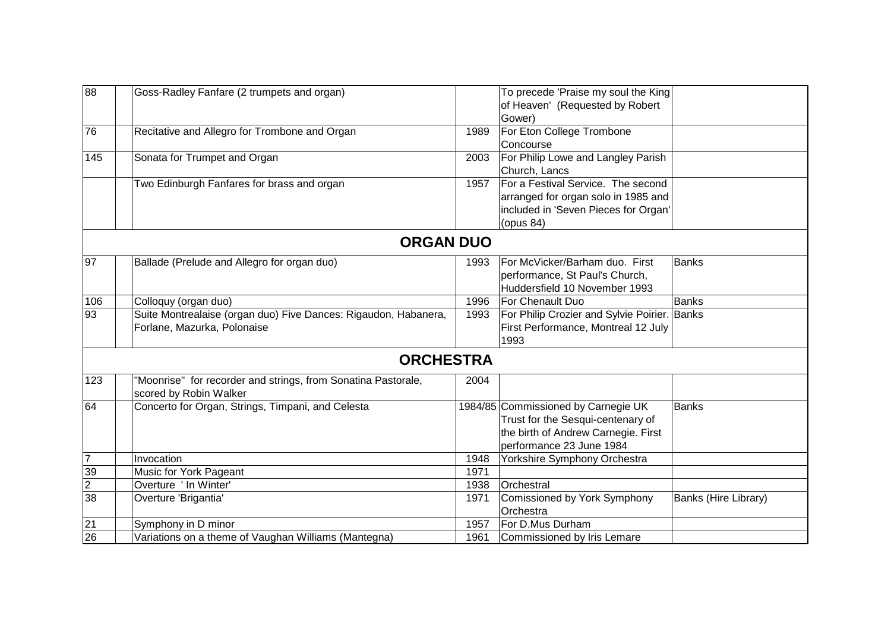| | | | | | |
|---|---|---|---|---|---|
| 88 | | Goss-Radley Fanfare (2 trumpets and organ) | | To precede 'Praise my soul the King of Heaven' (Requested by Robert Gower) | |
| 76 | | Recitative and Allegro for Trombone and Organ | 1989 | For Eton College Trombone Concourse | |
| 145 | | Sonata for Trumpet and Organ | 2003 | For Philip Lowe and Langley Parish Church, Lancs | |
| | | Two Edinburgh Fanfares for brass and organ | 1957 | For a Festival Service. The second arranged for organ solo in 1985 and included in 'Seven Pieces for Organ' (opus 84) | |

## ORGAN DUO

| | | | | | |
|---|---|---|---|---|---|
| 97 | | Ballade (Prelude and Allegro for organ duo) | 1993 | For McVicker/Barham duo. First performance, St Paul's Church, Huddersfield 10 November 1993 | Banks |
| 106 | | Colloquy (organ duo) | 1996 | For Chenault Duo | Banks |
| 93 | | Suite Montrealaise (organ duo) Five Dances: Rigaudon, Habanera, Forlane, Mazurka, Polonaise | 1993 | For Philip Crozier and Sylvie Poirier. First Performance, Montreal 12 July 1993 | Banks |

## ORCHESTRA

| | | | | | |
|---|---|---|---|---|---|
| 123 | | "Moonrise" for recorder and strings, from Sonatina Pastorale, scored by Robin Walker | 2004 | | |
| 64 | | Concerto for Organ, Strings, Timpani, and Celesta | 1984/85 | Commissioned by Carnegie UK Trust for the Sesqui-centenary of the birth of Andrew Carnegie. First performance 23 June 1984 | Banks |
| 7 | | Invocation | 1948 | Yorkshire Symphony Orchestra | |
| 39 | | Music for York Pageant | 1971 | | |
| 2 | | Overture ' In Winter' | 1938 | Orchestral | |
| 38 | | Overture 'Brigantia' | 1971 | Comissioned by York Symphony Orchestra | Banks (Hire Library) |
| 21 | | Symphony in D minor | 1957 | For D.Mus Durham | |
| 26 | | Variations on a theme of Vaughan Williams (Mantegna) | 1961 | Commissioned by Iris Lemare | |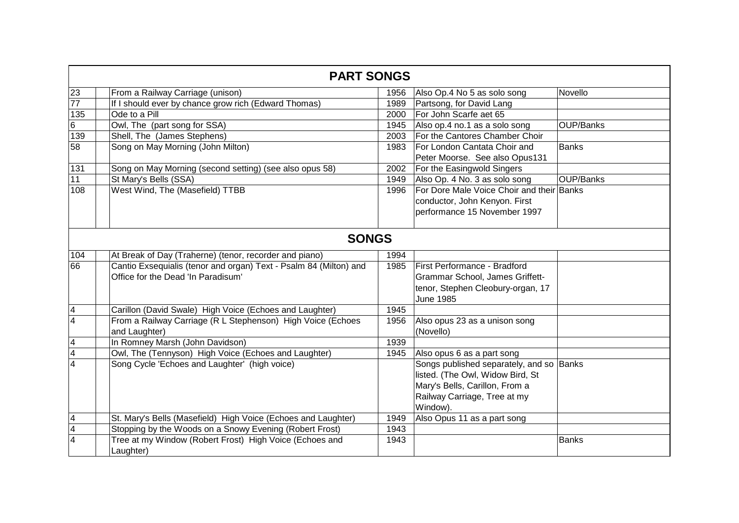## PART SONGS

| | | | | | |
|---|---|---|---|---|---|
| 23 | | From a Railway Carriage (unison) | 1956 | Also Op.4 No 5 as solo song | Novello |
| 77 | | If I should ever by chance grow rich (Edward Thomas) | 1989 | Partsong, for David Lang | |
| 135 | | Ode to a Pill | 2000 | For John Scarfe aet 65 | |
| 6 | | Owl, The (part song for SSA) | 1945 | Also op.4 no.1 as a solo song | OUP/Banks |
| 139 | | Shell, The (James Stephens) | 2003 | For the Cantores Chamber Choir | |
| 58 | | Song on May Morning (John Milton) | 1983 | For London Cantata Choir and Peter Moorse. See also Opus131 | Banks |
| 131 | | Song on May Morning (second setting) (see also opus 58) | 2002 | For the Easingwold Singers | |
| 11 | | St Mary's Bells (SSA) | 1949 | Also Op. 4 No. 3 as solo song | OUP/Banks |
| 108 | | West Wind, The (Masefield) TTBB | 1996 | For Dore Male Voice Choir and their conductor, John Kenyon. First performance 15 November 1997 | Banks |

## SONGS

| | | | | | |
|---|---|---|---|---|---|
| 104 | | At Break of Day (Traherne) (tenor, recorder and piano) | 1994 | | |
| 66 | | Cantio Exsequialis (tenor and organ) Text - Psalm 84 (Milton) and Office for the Dead 'In Paradisum' | 1985 | First Performance - Bradford Grammar School, James Griffett-tenor, Stephen Cleobury-organ, 17 June 1985 | |
| 4 | | Carillon (David Swale) High Voice (Echoes and Laughter) | 1945 | | |
| 4 | | From a Railway Carriage (R L Stephenson) High Voice (Echoes and Laughter) | 1956 | Also opus 23 as a unison song (Novello) | |
| 4 | | In Romney Marsh (John Davidson) | 1939 | | |
| 4 | | Owl, The (Tennyson) High Voice (Echoes and Laughter) | 1945 | Also opus 6 as a part song | |
| 4 | | Song Cycle 'Echoes and Laughter' (high voice) | | Songs published separately, and so listed. (The Owl, Widow Bird, St Mary's Bells, Carillon, From a Railway Carriage, Tree at my Window). | Banks |
| 4 | | St. Mary's Bells (Masefield) High Voice (Echoes and Laughter) | 1949 | Also Opus 11 as a part song | |
| 4 | | Stopping by the Woods on a Snowy Evening (Robert Frost) | 1943 | | |
| 4 | | Tree at my Window (Robert Frost) High Voice (Echoes and Laughter) | 1943 | | Banks |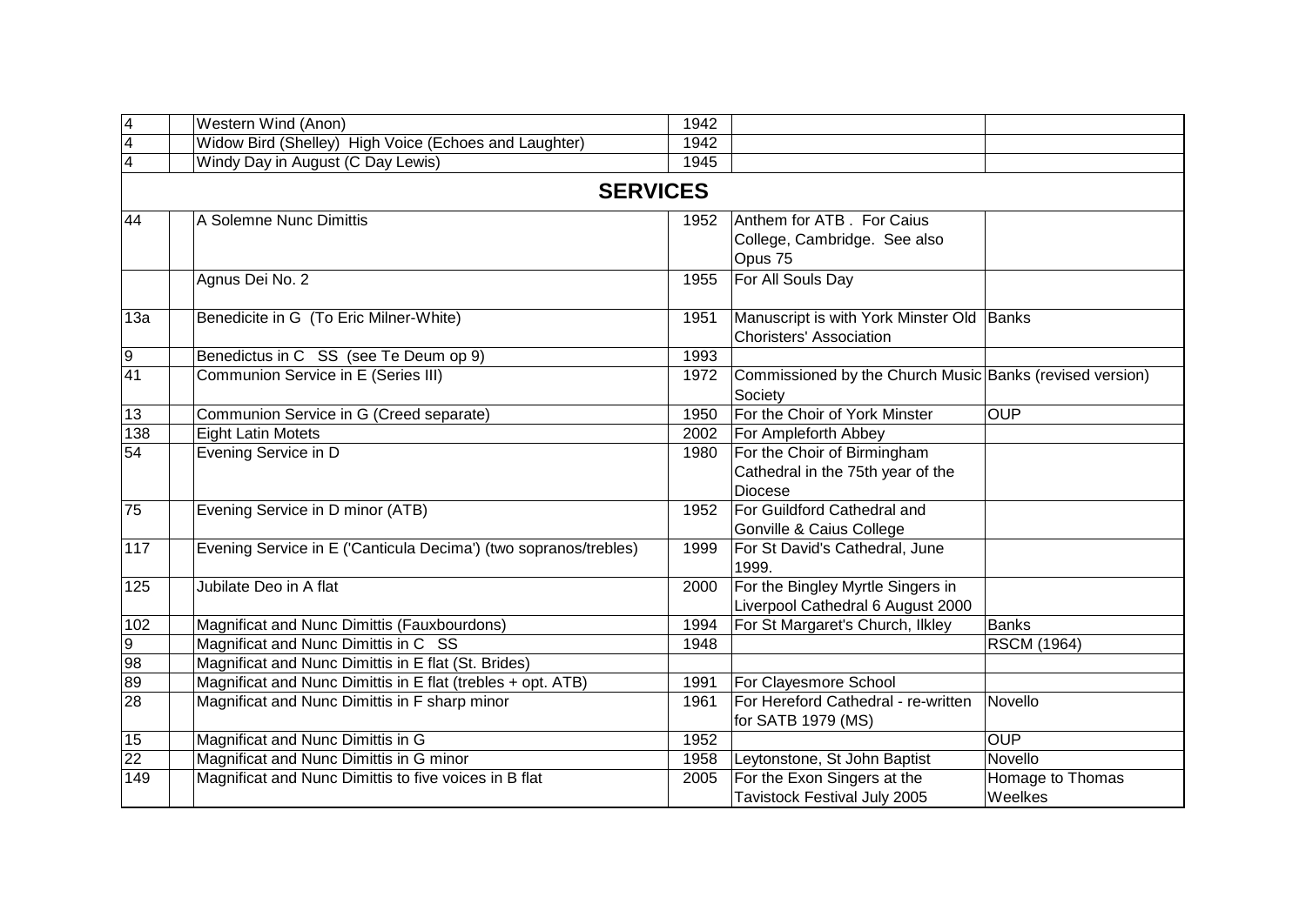| | | | | | |
|---|---|---|---|---|---|
| 4 | | Western Wind (Anon) | 1942 | | |
| 4 | | Widow Bird (Shelley) High Voice (Echoes and Laughter) | 1942 | | |
| 4 | | Windy Day in August (C Day Lewis) | 1945 | | |

## SERVICES

| | | | | | |
|---|---|---|---|---|---|
| 44 | | A Solemne Nunc Dimittis | 1952 | Anthem for ATB . For Caius College, Cambridge. See also Opus 75 | |
| | | Agnus Dei No. 2 | 1955 | For All Souls Day | |
| 13a | | Benedicite in G (To Eric Milner-White) | 1951 | Manuscript is with York Minster Old Choristers' Association | Banks |
| 9 | | Benedictus in C SS (see Te Deum op 9) | 1993 | | |
| 41 | | Communion Service in E (Series III) | 1972 | Commissioned by the Church Music Society | Banks (revised version) |
| 13 | | Communion Service in G (Creed separate) | 1950 | For the Choir of York Minster | OUP |
| 138 | | Eight Latin Motets | 2002 | For Ampleforth Abbey | |
| 54 | | Evening Service in D | 1980 | For the Choir of Birmingham Cathedral in the 75th year of the Diocese | |
| 75 | | Evening Service in D minor (ATB) | 1952 | For Guildford Cathedral and Gonville & Caius College | |
| 117 | | Evening Service in E ('Canticula Decima') (two sopranos/trebles) | 1999 | For St David's Cathedral, June 1999. | |
| 125 | | Jubilate Deo in A flat | 2000 | For the Bingley Myrtle Singers in Liverpool Cathedral 6 August 2000 | |
| 102 | | Magnificat and Nunc Dimittis (Fauxbourdons) | 1994 | For St Margaret's Church, Ilkley | Banks |
| 9 | | Magnificat and Nunc Dimittis in C SS | 1948 | | RSCM (1964) |
| 98 | | Magnificat and Nunc Dimittis in E flat (St. Brides) | | | |
| 89 | | Magnificat and Nunc Dimittis in E flat (trebles + opt. ATB) | 1991 | For Clayesmore School | |
| 28 | | Magnificat and Nunc Dimittis in F sharp minor | 1961 | For Hereford Cathedral - re-written for SATB 1979 (MS) | Novello |
| 15 | | Magnificat and Nunc Dimittis in G | 1952 | | OUP |
| 22 | | Magnificat and Nunc Dimittis in G minor | 1958 | Leytonstone, St John Baptist | Novello |
| 149 | | Magnificat and Nunc Dimittis to five voices in B flat | 2005 | For the Exon Singers at the Tavistock Festival July 2005 | Homage to Thomas Weelkes |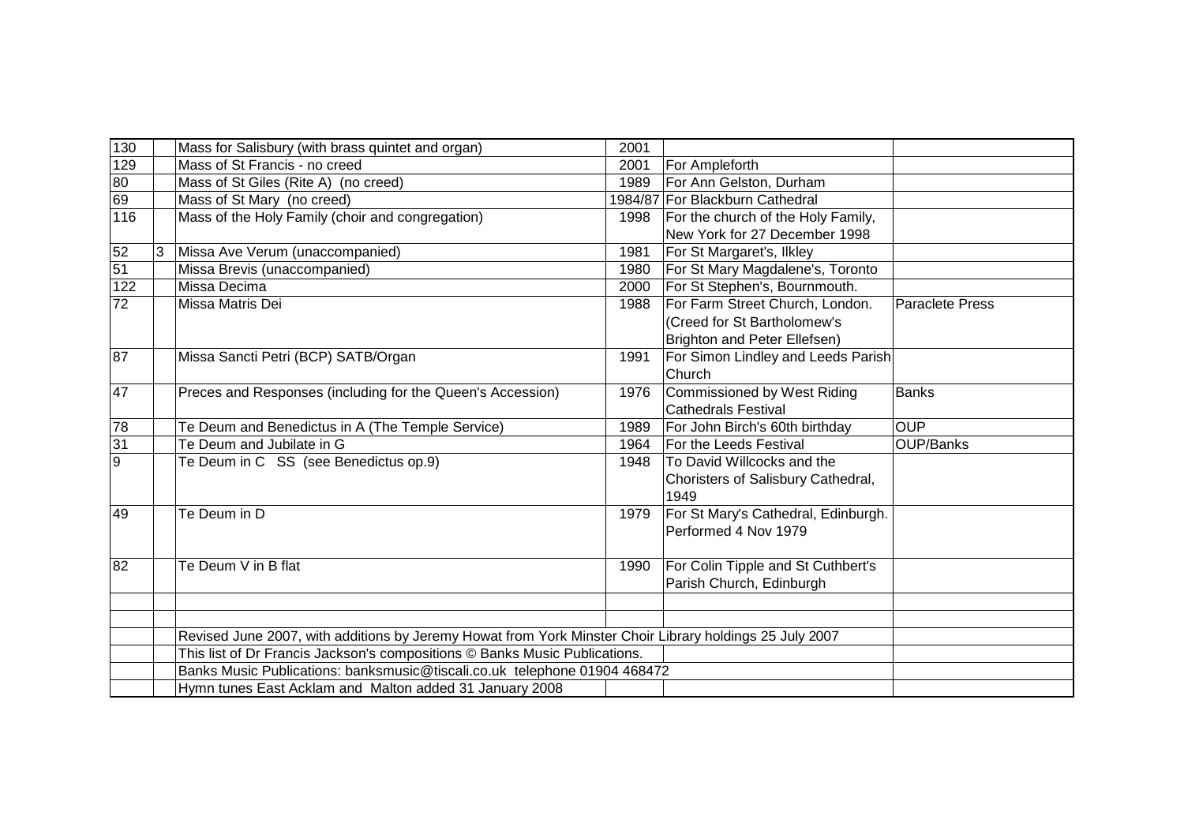| | | | | | |
|---|---|---|---|---|---|
| 130 | | Mass for Salisbury (with brass quintet and organ) | 2001 | | |
| 129 | | Mass of St Francis - no creed | 2001 | For Ampleforth | |
| 80 | | Mass of St Giles (Rite A) (no creed) | 1989 | For Ann Gelston, Durham | |
| 69 | | Mass of St Mary (no creed) | 1984/87 | For Blackburn Cathedral | |
| 116 | | Mass of the Holy Family (choir and congregation) | 1998 | For the church of the Holy Family, New York for 27 December 1998 | |
| 52 | 3 | Missa Ave Verum (unaccompanied) | 1981 | For St Margaret's, Ilkley | |
| 51 | | Missa Brevis (unaccompanied) | 1980 | For St Mary Magdalene's, Toronto | |
| 122 | | Missa Decima | 2000 | For St Stephen's, Bournmouth. | |
| 72 | | Missa Matris Dei | 1988 | For Farm Street Church, London. (Creed for St Bartholomew's Brighton and Peter Ellefsen) | Paraclete Press |
| 87 | | Missa Sancti Petri (BCP) SATB/Organ | 1991 | For Simon Lindley and Leeds Parish Church | |
| 47 | | Preces and Responses (including for the Queen's Accession) | 1976 | Commissioned by West Riding Cathedrals Festival | Banks |
| 78 | | Te Deum and Benedictus in A (The Temple Service) | 1989 | For John Birch's 60th birthday | OUP |
| 31 | | Te Deum and Jubilate in G | 1964 | For the Leeds Festival | OUP/Banks |
| 9 | | Te Deum in C SS (see Benedictus op.9) | 1948 | To David Willcocks and the Choristers of Salisbury Cathedral, 1949 | |
| 49 | | Te Deum in D | 1979 | For St Mary's Cathedral, Edinburgh. Performed 4 Nov 1979 | |
| 82 | | Te Deum V in B flat | 1990 | For Colin Tipple and St Cuthbert's Parish Church, Edinburgh | |
| | | | | | |
| | | | | | |
| | | Revised June 2007, with additions by Jeremy Howat from York Minster Choir Library holdings 25 July 2007 | | | |
| | | This list of Dr Francis Jackson's compositions © Banks Music Publications. | | | |
| | | Banks Music Publications: banksmusic@tiscali.co.uk telephone 01904 468472 | | | |
| | | Hymn tunes East Acklam and Malton added 31 January 2008 | | | |